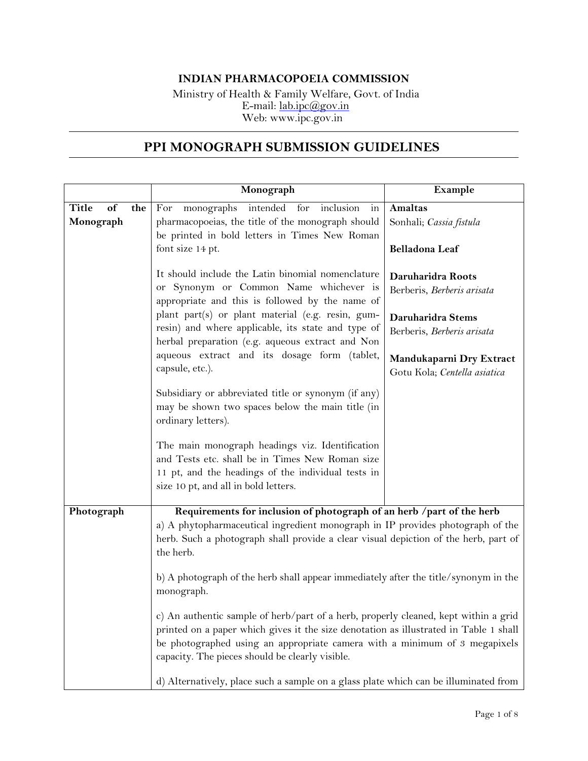**INDIAN PHARMACOPOEIA COMMISSION**

Ministry of Health & Family Welfare, Govt. of India
E-mail: lab.ipc@gov.in
Web: www.ipc.gov.in

# PPI MONOGRAPH SUBMISSION GUIDELINES

| | Monograph | Example |
|---|---|---|
| **Title of the Monograph** | For monographs intended for inclusion in pharmacopoeias, the title of the monograph should be printed in bold letters in Times New Roman font size 14 pt.<br><br>It should include the Latin binomial nomenclature or Synonym or Common Name whichever is appropriate and this is followed by the name of plant part(s) or plant material (e.g. resin, gum-resin) and where applicable, its state and type of herbal preparation (e.g. aqueous extract and Non aqueous extract and its dosage form (tablet, capsule, etc.).<br><br>Subsidiary or abbreviated title or synonym (if any) may be shown two spaces below the main title (in ordinary letters).<br><br>The main monograph headings viz. Identification and Tests etc. shall be in Times New Roman size 11 pt, and the headings of the individual tests in size 10 pt, and all in bold letters. | **Amaltas**<br>Sonhali; *Cassia fistula*<br><br>**Belladona Leaf**<br><br>**Daruharidra Roots**<br>Berberis, *Berberis arisata*<br><br>**Daruharidra Stems**<br>Berberis, *Berberis arisata*<br><br>**Mandukaparni Dry Extract**<br>Gotu Kola; *Centella asiatica* |
| **Photograph** | **Requirements for inclusion of photograph of an herb /part of the herb**<br>a) A phytopharmaceutical ingredient monograph in IP provides photograph of the herb. Such a photograph shall provide a clear visual depiction of the herb, part of the herb.<br><br>b) A photograph of the herb shall appear immediately after the title/synonym in the monograph.<br><br>c) An authentic sample of herb/part of a herb, properly cleaned, kept within a grid printed on a paper which gives it the size denotation as illustrated in Table 1 shall be photographed using an appropriate camera with a minimum of 3 megapixels capacity. The pieces should be clearly visible.<br><br>d) Alternatively, place such a sample on a glass plate which can be illuminated from | |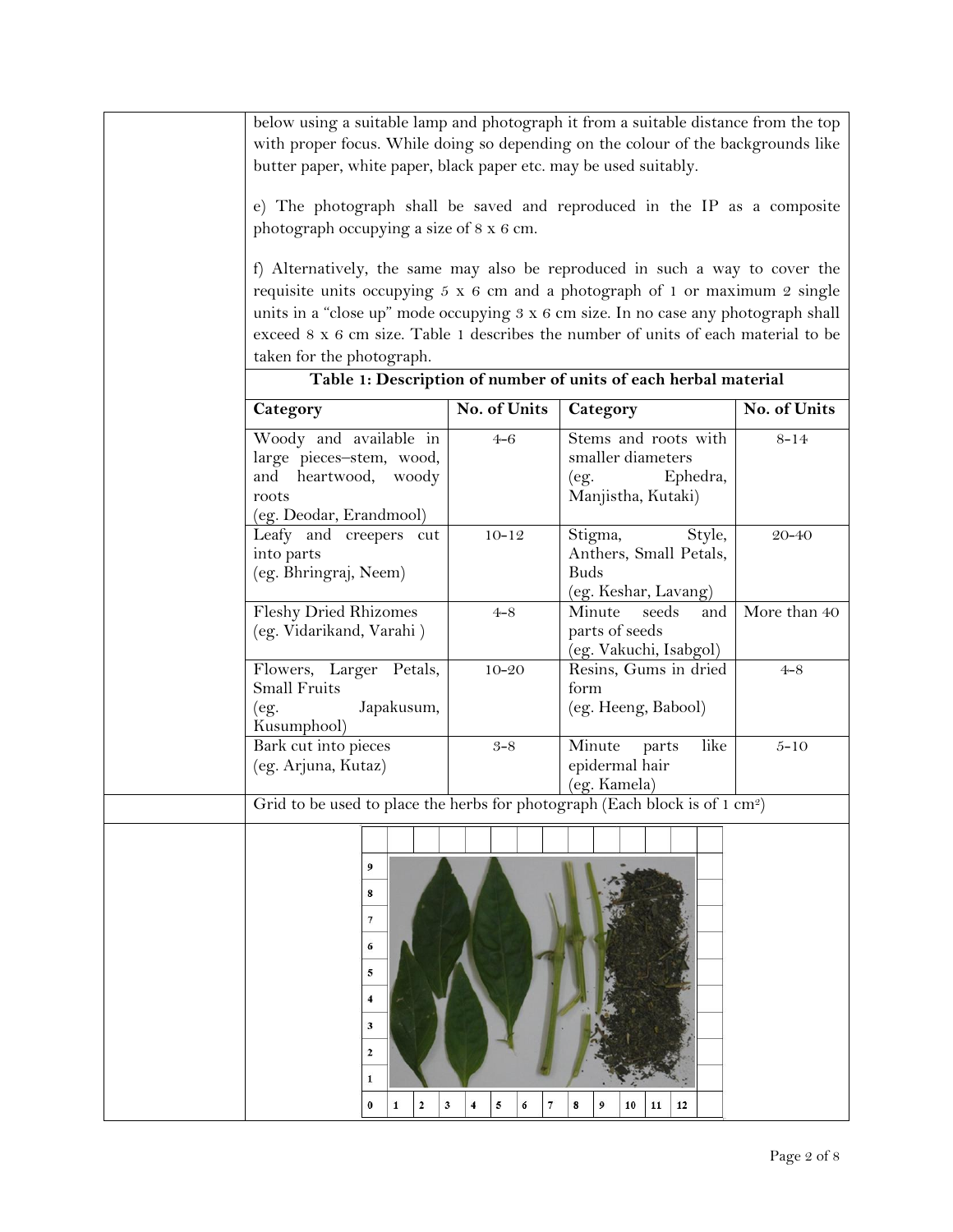below using a suitable lamp and photograph it from a suitable distance from the top with proper focus. While doing so depending on the colour of the backgrounds like butter paper, white paper, black paper etc. may be used suitably.

e) The photograph shall be saved and reproduced in the IP as a composite photograph occupying a size of 8 x 6 cm.

f) Alternatively, the same may also be reproduced in such a way to cover the requisite units occupying 5 x 6 cm and a photograph of 1 or maximum 2 single units in a "close up" mode occupying 3 x 6 cm size. In no case any photograph shall exceed 8 x 6 cm size. Table 1 describes the number of units of each material to be taken for the photograph.

**Table 1: Description of number of units of each herbal material**

| Category | No. of Units | Category | No. of Units |
|---|---|---|---|
| Woody and available in large pieces–stem, wood, and heartwood, woody roots (eg. Deodar, Erandmool) | 4-6 | Stems and roots with smaller diameters (eg. Ephedra, Manjistha, Kutaki) | 8-14 |
| Leafy and creepers cut into parts (eg. Bhringraj, Neem) | 10-12 | Stigma, Style, Anthers, Small Petals, Buds (eg. Keshar, Lavang) | 20-40 |
| Fleshy Dried Rhizomes (eg. Vidarikand, Varahi ) | 4-8 | Minute seeds and parts of seeds (eg. Vakuchi, Isabgol) | More than 40 |
| Flowers, Larger Petals, Small Fruits (eg. Japakusum, Kusumphool) | 10-20 | Resins, Gums in dried form (eg. Heeng, Babool) | 4-8 |
| Bark cut into pieces (eg. Arjuna, Kutaz) | 3-8 | Minute parts like epidermal hair (eg. Kamela) | 5-10 |

Grid to be used to place the herbs for photograph (Each block is of 1 $cm^2$)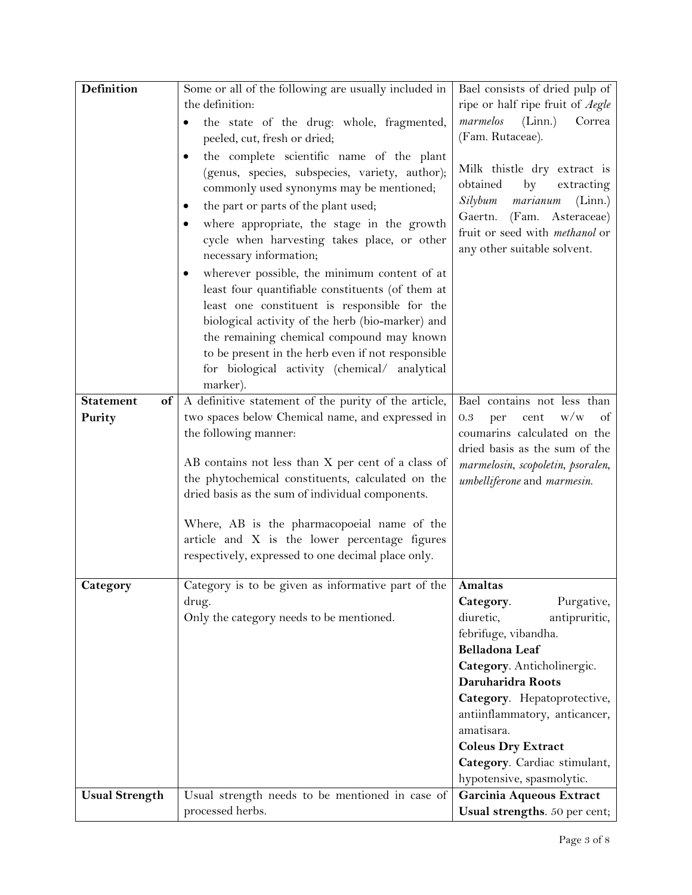| | | |
|---|---|---|
| **Definition** | Some or all of the following are usually included in the definition:<br>• the state of the drug: whole, fragmented, peeled, cut, fresh or dried;<br>• the complete scientific name of the plant (genus, species, subspecies, variety, author); commonly used synonyms may be mentioned;<br>• the part or parts of the plant used;<br>• where appropriate, the stage in the growth cycle when harvesting takes place, or other necessary information;<br>• wherever possible, the minimum content of at least four quantifiable constituents (of them at least one constituent is responsible for the biological activity of the herb (bio-marker) and the remaining chemical compound may known to be present in the herb even if not responsible for biological activity (chemical/ analytical marker). | Bael consists of dried pulp of ripe or half ripe fruit of *Aegle marmelos* (Linn.) Correa (Fam. Rutaceae).<br><br>Milk thistle dry extract is obtained by extracting *Silybum marianum* (Linn.) Gaertn. (Fam. Asteraceae) fruit or seed with *methanol* or any other suitable solvent. |
| **Statement of Purity** | A definitive statement of the purity of the article, two spaces below Chemical name, and expressed in the following manner:<br><br>AB contains not less than X per cent of a class of the phytochemical constituents, calculated on the dried basis as the sum of individual components.<br><br>Where, AB is the pharmacopoeial name of the article and X is the lower percentage figures respectively, expressed to one decimal place only. | Bael contains not less than 0.3 per cent w/w of coumarins calculated on the dried basis as the sum of the *marmelosin, scopoletin, psoralen, umbelliferone* and *marmesin.* |
| **Category** | Category is to be given as informative part of the drug.<br>Only the category needs to be mentioned. | **Amaltas**<br>**Category**. Purgative, diuretic, antipruritic, febrifuge, vibandha.<br>**Belladona Leaf**<br>**Category**. Anticholinergic.<br>**Daruharidra Roots**<br>**Category**. Hepatoprotective, antiinflammatory, anticancer, amatisara.<br>**Coleus Dry Extract**<br>**Category**. Cardiac stimulant, hypotensive, spasmolytic. |
| **Usual Strength** | Usual strength needs to be mentioned in case of processed herbs. | **Garcinia Aqueous Extract**<br>**Usual strengths**. 50 per cent; |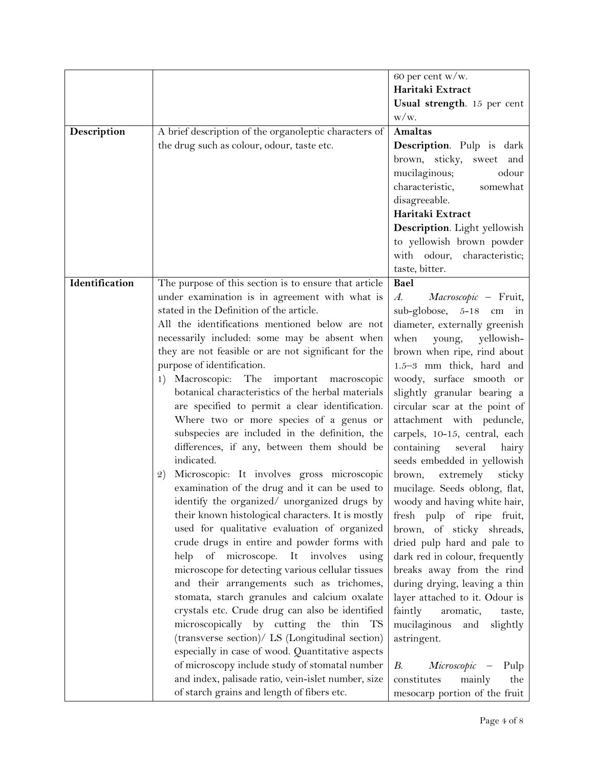|  |  |  |
|---|---|---|
|  |  | 60 per cent w/w.<br>**Haritaki Extract**<br>**Usual strength**. 15 per cent w/w. |
| **Description** | A brief description of the organoleptic characters of the drug such as colour, odour, taste etc. | **Amaltas**<br>**Description**. Pulp is dark brown, sticky, sweet and mucilaginous; odour characteristic, somewhat disagreeable.<br>**Haritaki Extract**<br>**Description**. Light yellowish to yellowish brown powder with odour, characteristic; taste, bitter. |
| **Identification** | The purpose of this section is to ensure that article under examination is in agreement with what is stated in the Definition of the article.<br>All the identifications mentioned below are not necessarily included: some may be absent when they are not feasible or are not significant for the purpose of identification.<br>1) Macroscopic: The important macroscopic botanical characteristics of the herbal materials are specified to permit a clear identification. Where two or more species of a genus or subspecies are included in the definition, the differences, if any, between them should be indicated.<br>2) Microscopic: It involves gross microscopic examination of the drug and it can be used to identify the organized/ unorganized drugs by their known histological characters. It is mostly used for qualitative evaluation of organized crude drugs in entire and powder forms with help of microscope. It involves using microscope for detecting various cellular tissues and their arrangements such as trichomes, stomata, starch granules and calcium oxalate crystals etc. Crude drug can also be identified microscopically by cutting the thin TS (transverse section)/ LS (Longitudinal section) especially in case of wood. Quantitative aspects of microscopy include study of stomatal number and index, palisade ratio, vein-islet number, size of starch grains and length of fibers etc. | **Bael**<br>*A.* *Macroscopic* – Fruit, sub-globose, 5-18 cm in diameter, externally greenish when young, yellowish-brown when ripe, rind about 1.5–3 mm thick, hard and woody, surface smooth or slightly granular bearing a circular scar at the point of attachment with peduncle, carpels, 10-15, central, each containing several hairy seeds embedded in yellowish brown, extremely sticky mucilage. Seeds oblong, flat, woody and having white hair, fresh pulp of ripe fruit, brown, of sticky shreads, dried pulp hard and pale to dark red in colour, frequently breaks away from the rind during drying, leaving a thin layer attached to it. Odour is faintly aromatic, taste, mucilaginous and slightly astringent.<br><br>*B.* *Microscopic* – Pulp constitutes mainly the mesocarp portion of the fruit |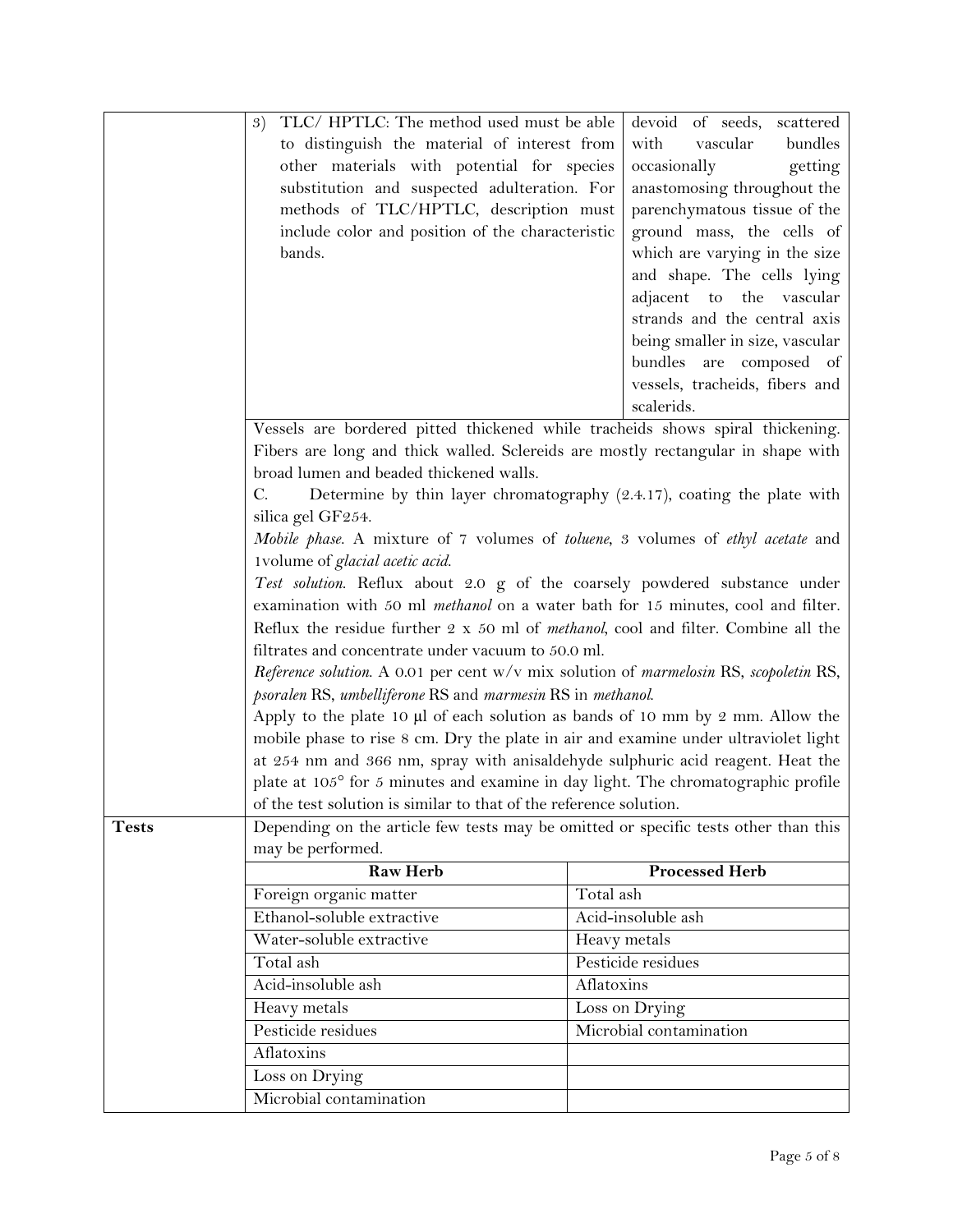| | | |
|---|---|---|
| | 3) TLC/ HPTLC: The method used must be able to distinguish the material of interest from other materials with potential for species substitution and suspected adulteration. For methods of TLC/HPTLC, description must include color and position of the characteristic bands. | devoid of seeds, scattered with vascular bundles occasionally getting anastomosing throughout the parenchymatous tissue of the ground mass, the cells of which are varying in the size and shape. The cells lying adjacent to the vascular strands and the central axis being smaller in size, vascular bundles are composed of vessels, tracheids, fibers and scalerids. |

Vessels are bordered pitted thickened while tracheids shows spiral thickening. Fibers are long and thick walled. Sclereids are mostly rectangular in shape with broad lumen and beaded thickened walls.

C. Determine by thin layer chromatography (2.4.17), coating the plate with silica gel GF254.

*Mobile phase.* A mixture of 7 volumes of *toluene*, 3 volumes of *ethyl acetate* and 1volume of *glacial acetic acid*.

*Test solution.* Reflux about 2.0 g of the coarsely powdered substance under examination with 50 ml *methanol* on a water bath for 15 minutes, cool and filter. Reflux the residue further 2 x 50 ml of *methanol*, cool and filter. Combine all the filtrates and concentrate under vacuum to 50.0 ml.

*Reference solution.* A 0.01 per cent w/v mix solution of *marmelosin* RS, *scopoletin* RS, *psoralen* RS, *umbelliferone* RS and *marmesin* RS in *methanol*.

Apply to the plate 10 µl of each solution as bands of 10 mm by 2 mm. Allow the mobile phase to rise 8 cm. Dry the plate in air and examine under ultraviolet light at 254 nm and 366 nm, spray with anisaldehyde sulphuric acid reagent. Heat the plate at 105° for 5 minutes and examine in day light. The chromatographic profile of the test solution is similar to that of the reference solution.

**Tests**

Depending on the article few tests may be omitted or specific tests other than this may be performed.

| **Raw Herb** | **Processed Herb** |
|---|---|
| Foreign organic matter | Total ash |
| Ethanol-soluble extractive | Acid-insoluble ash |
| Water-soluble extractive | Heavy metals |
| Total ash | Pesticide residues |
| Acid-insoluble ash | Aflatoxins |
| Heavy metals | Loss on Drying |
| Pesticide residues | Microbial contamination |
| Aflatoxins | |
| Loss on Drying | |
| Microbial contamination | |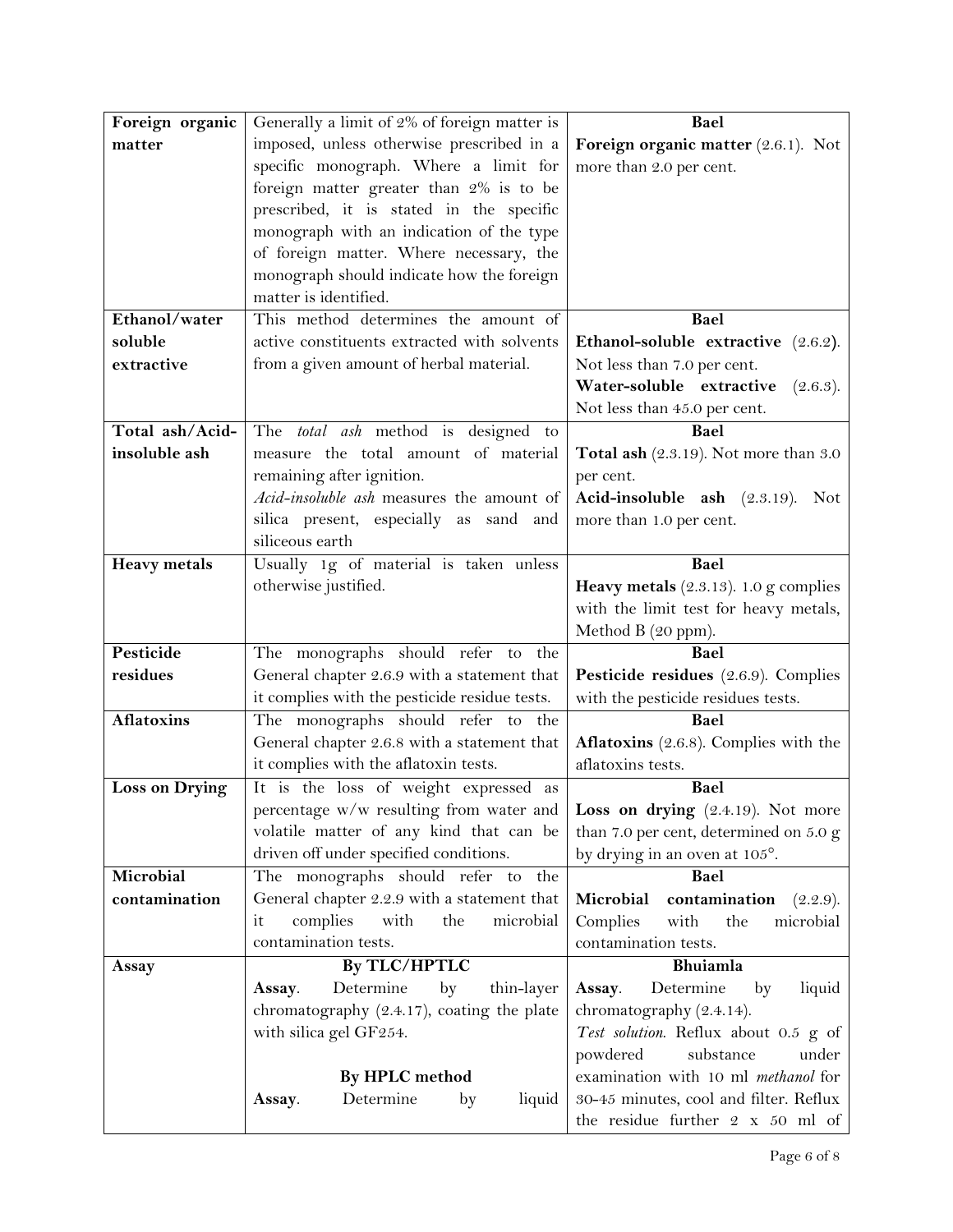| | | |
|---|---|---|
| **Foreign organic matter** | Generally a limit of 2% of foreign matter is imposed, unless otherwise prescribed in a specific monograph. Where a limit for foreign matter greater than 2% is to be prescribed, it is stated in the specific monograph with an indication of the type of foreign matter. Where necessary, the monograph should indicate how the foreign matter is identified. | **Bael**<br>**Foreign organic matter** (2.6.1). Not more than 2.0 per cent. |
| **Ethanol/water soluble extractive** | This method determines the amount of active constituents extracted with solvents from a given amount of herbal material. | **Bael**<br>**Ethanol-soluble extractive** (2.6.2). Not less than 7.0 per cent.<br>**Water-soluble extractive** (2.6.3). Not less than 45.0 per cent. |
| **Total ash/Acid-insoluble ash** | The *total ash* method is designed to measure the total amount of material remaining after ignition.<br>*Acid-insoluble ash* measures the amount of silica present, especially as sand and siliceous earth | **Bael**<br>**Total ash** (2.3.19). Not more than 3.0 per cent.<br>**Acid-insoluble ash** (2.3.19). Not more than 1.0 per cent. |
| **Heavy metals** | Usually 1g of material is taken unless otherwise justified. | **Bael**<br>**Heavy metals** (2.3.13). 1.0 g complies with the limit test for heavy metals, Method B (20 ppm). |
| **Pesticide residues** | The monographs should refer to the General chapter 2.6.9 with a statement that it complies with the pesticide residue tests. | **Bael**<br>**Pesticide residues** (2.6.9). Complies with the pesticide residues tests. |
| **Aflatoxins** | The monographs should refer to the General chapter 2.6.8 with a statement that it complies with the aflatoxin tests. | **Bael**<br>**Aflatoxins** (2.6.8). Complies with the aflatoxins tests. |
| **Loss on Drying** | It is the loss of weight expressed as percentage w/w resulting from water and volatile matter of any kind that can be driven off under specified conditions. | **Bael**<br>**Loss on drying** (2.4.19). Not more than 7.0 per cent, determined on 5.0 g by drying in an oven at 105°. |
| **Microbial contamination** | The monographs should refer to the General chapter 2.2.9 with a statement that it complies with the microbial contamination tests. | **Bael**<br>**Microbial contamination** (2.2.9). Complies with the microbial contamination tests. |
| **Assay** | **By TLC/HPTLC**<br>**Assay**. Determine by thin-layer chromatography (2.4.17), coating the plate with silica gel GF254.<br><br>**By HPLC method**<br>**Assay**. Determine by liquid | **Bhuiamla**<br>**Assay**. Determine by liquid chromatography (2.4.14).<br>*Test solution*. Reflux about 0.5 g of powdered substance under examination with 10 ml *methanol* for 30-45 minutes, cool and filter. Reflux the residue further 2 x 50 ml of |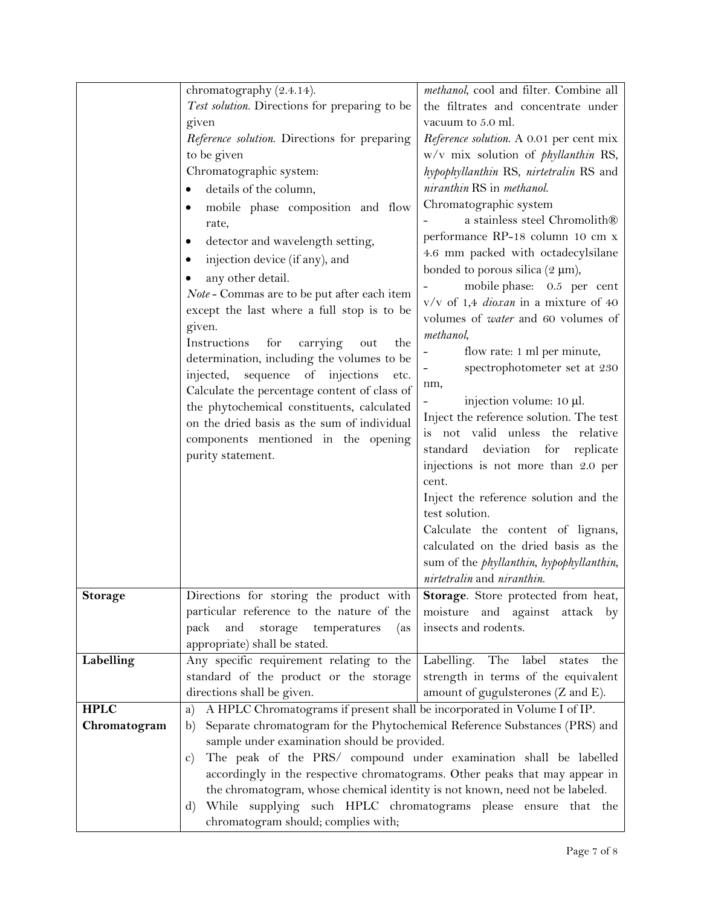| | | |
|---|---|---|
| | chromatography (2.4.14).<br>*Test solution*. Directions for preparing to be given<br>*Reference solution*. Directions for preparing to be given<br>Chromatographic system:<br>• details of the column,<br>• mobile phase composition and flow rate,<br>• detector and wavelength setting,<br>• injection device (if any), and<br>• any other detail.<br>*Note* - Commas are to be put after each item except the last where a full stop is to be given.<br>Instructions for carrying out the determination, including the volumes to be injected, sequence of injections etc.<br>Calculate the percentage content of class of the phytochemical constituents, calculated on the dried basis as the sum of individual components mentioned in the opening purity statement. | *methanol*, cool and filter. Combine all the filtrates and concentrate under vacuum to 5.0 ml.<br>*Reference solution*. A 0.01 per cent mix w/v mix solution of *phyllanthin* RS, *hypophyllanthin* RS, *nirtetralin* RS and *niranthin* RS in *methanol*.<br>Chromatographic system<br>- a stainless steel Chromolith® performance RP-18 column 10 cm x 4.6 mm packed with octadecylsilane bonded to porous silica (2 µm),<br>- mobile phase: 0.5 per cent v/v of 1,4 *dioxan* in a mixture of 40 volumes of *water* and 60 volumes of *methanol*,<br>- flow rate: 1 ml per minute,<br>- spectrophotometer set at 230 nm,<br>- injection volume: 10 µl.<br>Inject the reference solution. The test is not valid unless the relative standard deviation for replicate injections is not more than 2.0 per cent.<br>Inject the reference solution and the test solution.<br>Calculate the content of lignans, calculated on the dried basis as the sum of the *phyllanthin*, *hypophyllanthin*, *nirtetralin* and *niranthin*. |
| **Storage** | Directions for storing the product with particular reference to the nature of the pack and storage temperatures (as appropriate) shall be stated. | **Storage**. Store protected from heat, moisture and against attack by insects and rodents. |
| **Labelling** | Any specific requirement relating to the standard of the product or the storage directions shall be given. | Labelling. The label states the strength in terms of the equivalent amount of gugulsterones (Z and E). |
| **HPLC Chromatogram** | a) A HPLC Chromatograms if present shall be incorporated in Volume I of IP.<br>b) Separate chromatogram for the Phytochemical Reference Substances (PRS) and sample under examination should be provided.<br>c) The peak of the PRS/ compound under examination shall be labelled accordingly in the respective chromatograms. Other peaks that may appear in the chromatogram, whose chemical identity is not known, need not be labeled.<br>d) While supplying such HPLC chromatograms please ensure that the chromatogram should; complies with; | |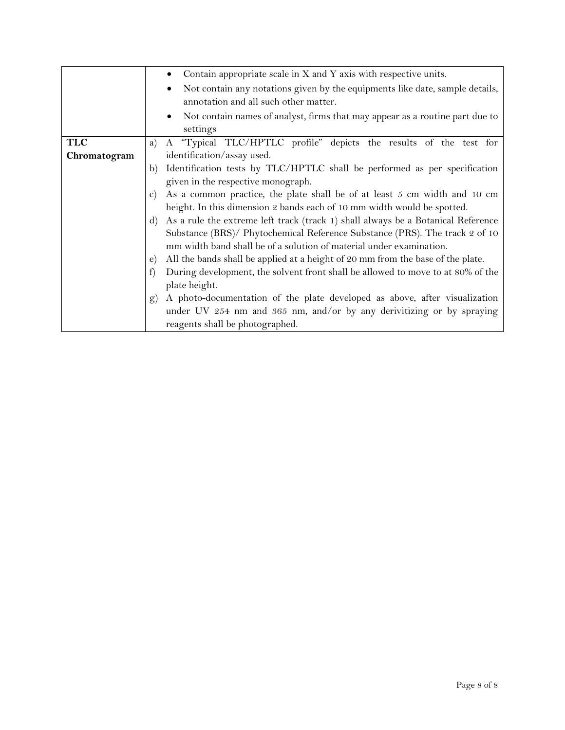| | |
|---|---|
| | • Contain appropriate scale in X and Y axis with respective units.<br>• Not contain any notations given by the equipments like date, sample details, annotation and all such other matter.<br>• Not contain names of analyst, firms that may appear as a routine part due to settings |
| **TLC Chromatogram** | a) A "Typical TLC/HPTLC profile" depicts the results of the test for identification/assay used.<br>b) Identification tests by TLC/HPTLC shall be performed as per specification given in the respective monograph.<br>c) As a common practice, the plate shall be of at least 5 cm width and 10 cm height. In this dimension 2 bands each of 10 mm width would be spotted.<br>d) As a rule the extreme left track (track 1) shall always be a Botanical Reference Substance (BRS)/ Phytochemical Reference Substance (PRS). The track 2 of 10 mm width band shall be of a solution of material under examination.<br>e) All the bands shall be applied at a height of 20 mm from the base of the plate.<br>f) During development, the solvent front shall be allowed to move to at 80% of the plate height.<br>g) A photo-documentation of the plate developed as above, after visualization under UV 254 nm and 365 nm, and/or by any derivitizing or by spraying reagents shall be photographed. |